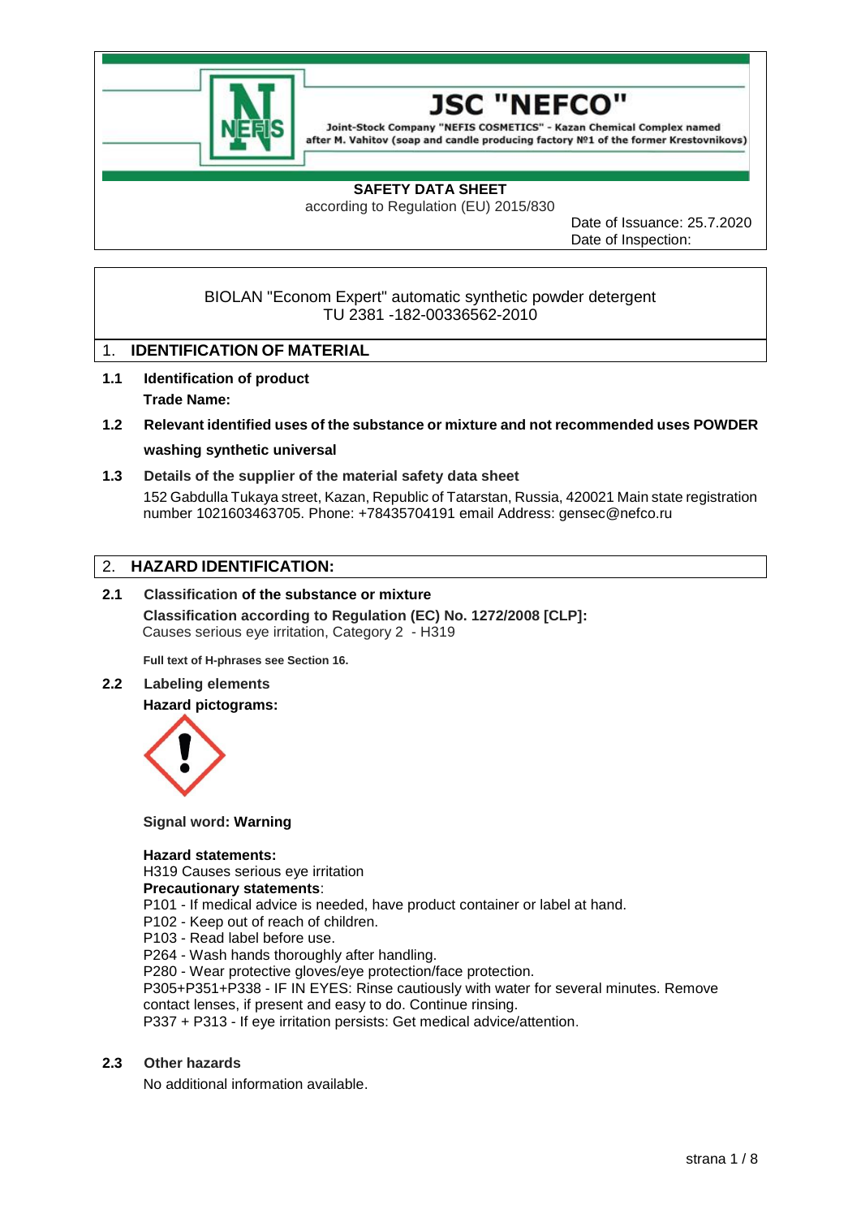# JSC "NEFCO"

Joint-Stock Company "NEFIS COSMETICS" - Kazan Chemical Complex named after M. Vahitov (soap and candle producing factory №1 of the former Krestovnikovs)

**SAFETY DATA SHEET**
according to Regulation (EU) 2015/830

Date of Issuance: 25.7.2020
Date of Inspection:

BIOLAN "Econom Expert" automatic synthetic powder detergent
TU 2381 -182-00336562-2010

## 1. IDENTIFICATION OF MATERIAL

**1.1 Identification of product**

**Trade Name:**

**1.2 Relevant identified uses of the substance or mixture and not recommended uses POWDER washing synthetic universal**

**1.3 Details of the supplier of the material safety data sheet**

152 Gabdulla Tukaya street, Kazan, Republic of Tatarstan, Russia, 420021 Main state registration number 1021603463705. Phone: +78435704191 email Address: gensec@nefco.ru

## 2. HAZARD IDENTIFICATION:

**2.1 Classification of the substance or mixture**

**Classification according to Regulation (EC) No. 1272/2008 [CLP]:**
Causes serious eye irritation, Category 2 - H319

**Full text of H-phrases see Section 16.**

**2.2 Labeling elements**

**Hazard pictograms:**

**Signal word: Warning**

**Hazard statements:**
H319 Causes serious eye irritation
**Precautionary statements**:
P101 - If medical advice is needed, have product container or label at hand.
P102 - Keep out of reach of children.
P103 - Read label before use.
P264 - Wash hands thoroughly after handling.
P280 - Wear protective gloves/eye protection/face protection.
P305+P351+P338 - IF IN EYES: Rinse cautiously with water for several minutes. Remove contact lenses, if present and easy to do. Continue rinsing.
P337 + P313 - If eye irritation persists: Get medical advice/attention.

**2.3 Other hazards**

No additional information available.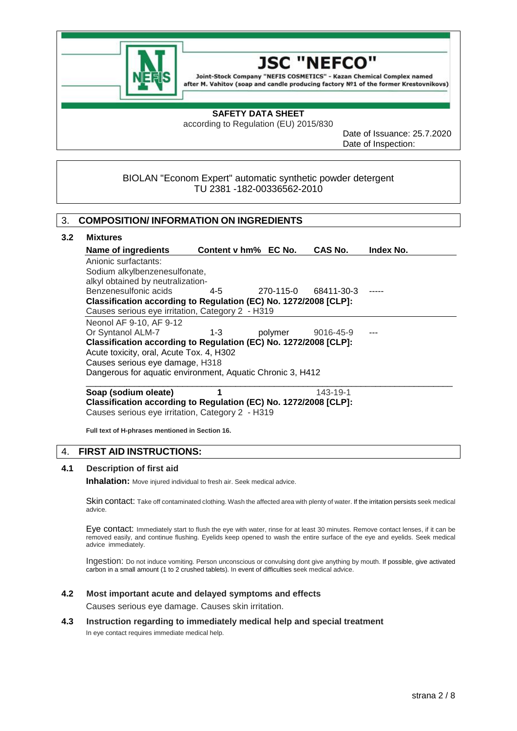JSC "NEFCO"

Joint-Stock Company "NEFIS COSMETICS" - Kazan Chemical Complex named after M. Vahitov (soap and candle producing factory №1 of the former Krestovnikovs)

**SAFETY DATA SHEET**

according to Regulation (EU) 2015/830

Date of Issuance: 25.7.2020

Date of Inspection:

BIOLAN "Econom Expert" automatic synthetic powder detergent
TU 2381 -182-00336562-2010

## 3. COMPOSITION/ INFORMATION ON INGREDIENTS

### 3.2 Mixtures

| Name of ingredients | Content v hm% | EC No. | CAS No. | Index No. |
|---|---|---|---|---|
| Anionic surfactants: Sodium alkylbenzenesulfonate, alkyl obtained by neutralization-Benzenesulfonic acids | 4-5 | 270-115-0 | 68411-30-3 | ----- |
| **Classification according to Regulation (EC) No. 1272/2008 [CLP]:** Causes serious eye irritation, Category 2 - H319 | | | | |
| Neonol AF 9-10, AF 9-12 Or Syntanol ALM-7 | 1-3 | polymer | 9016-45-9 | --- |
| **Classification according to Regulation (EC) No. 1272/2008 [CLP]:** Acute toxicity, oral, Acute Tox. 4, H302; Causes serious eye damage, H318; Dangerous for aquatic environment, Aquatic Chronic 3, H412 | | | | |
| **Soap (sodium oleate)** | **1** | | 143-19-1 | |
| **Classification according to Regulation (EC) No. 1272/2008 [CLP]:** Causes serious eye irritation, Category 2 - H319 | | | | |

**Full text of H-phrases mentioned in Section 16.**

## 4. FIRST AID INSTRUCTIONS:

### 4.1 Description of first aid

**Inhalation:** Move injured individual to fresh air. Seek medical advice.

Skin contact: Take off contaminated clothing. Wash the affected area with plenty of water. If the irritation persists seek medical advice.

Eye contact: Immediately start to flush the eye with water, rinse for at least 30 minutes. Remove contact lenses, if it can be removed easily, and continue flushing. Eyelids keep opened to wash the entire surface of the eye and eyelids. Seek medical advice immediately.

Ingestion: Do not induce vomiting. Person unconscious or convulsing dont give anything by mouth. If possible, give activated carbon in a small amount (1 to 2 crushed tablets). In event of difficulties seek medical advice.

### 4.2 Most important acute and delayed symptoms and effects

Causes serious eye damage. Causes skin irritation.

### 4.3 Instruction regarding to immediately medical help and special treatment

In eye contact requires immediate medical help.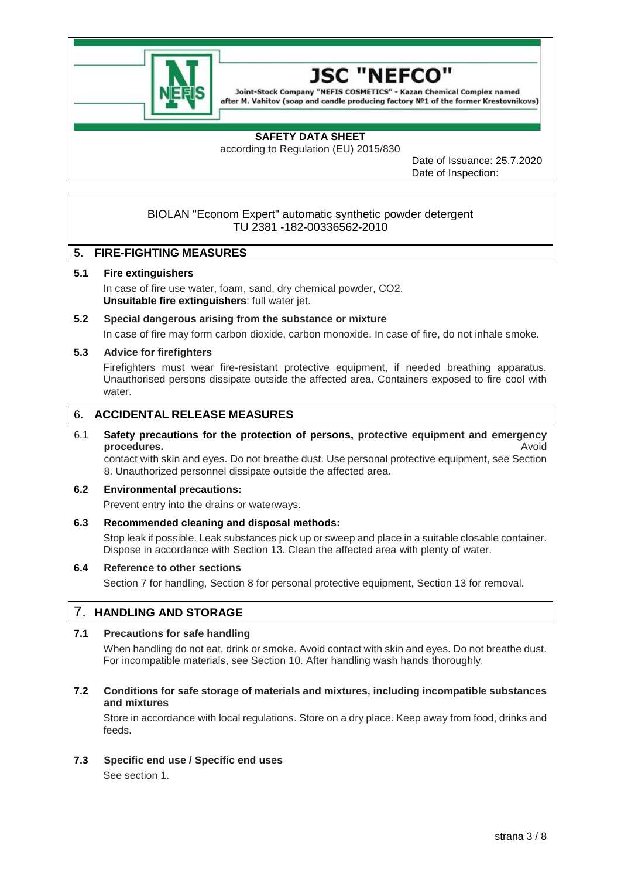**JSC "NEFCO"**

Joint-Stock Company "NEFIS COSMETICS" - Kazan Chemical Complex named after M. Vahitov (soap and candle producing factory №1 of the former Krestovnikovs)

**SAFETY DATA SHEET**
according to Regulation (EU) 2015/830

Date of Issuance: 25.7.2020
Date of Inspection:

BIOLAN "Econom Expert" automatic synthetic powder detergent
TU 2381 -182-00336562-2010

## 5. FIRE-FIGHTING MEASURES

**5.1 Fire extinguishers**

In case of fire use water, foam, sand, dry chemical powder, $CO_2$.
**Unsuitable fire extinguishers**: full water jet.

**5.2 Special dangerous arising from the substance or mixture**

In case of fire may form carbon dioxide, carbon monoxide. In case of fire, do not inhale smoke.

**5.3 Advice for firefighters**

Firefighters must wear fire-resistant protective equipment, if needed breathing apparatus. Unauthorised persons dissipate outside the affected area. Containers exposed to fire cool with water.

## 6. ACCIDENTAL RELEASE MEASURES

6.1 **Safety precautions for the protection of persons, protective equipment and emergency procedures.** Avoid contact with skin and eyes. Do not breathe dust. Use personal protective equipment, see Section 8. Unauthorized personnel dissipate outside the affected area.

**6.2 Environmental precautions:**

Prevent entry into the drains or waterways.

**6.3 Recommended cleaning and disposal methods:**

Stop leak if possible. Leak substances pick up or sweep and place in a suitable closable container. Dispose in accordance with Section 13. Clean the affected area with plenty of water.

**6.4 Reference to other sections**

Section 7 for handling, Section 8 for personal protective equipment, Section 13 for removal.

## 7. HANDLING AND STORAGE

**7.1 Precautions for safe handling**

When handling do not eat, drink or smoke. Avoid contact with skin and eyes. Do not breathe dust. For incompatible materials, see Section 10. After handling wash hands thoroughly.

**7.2 Conditions for safe storage of materials and mixtures, including incompatible substances and mixtures**

Store in accordance with local regulations. Store on a dry place. Keep away from food, drinks and feeds.

**7.3 Specific end use / Specific end uses**

See section 1.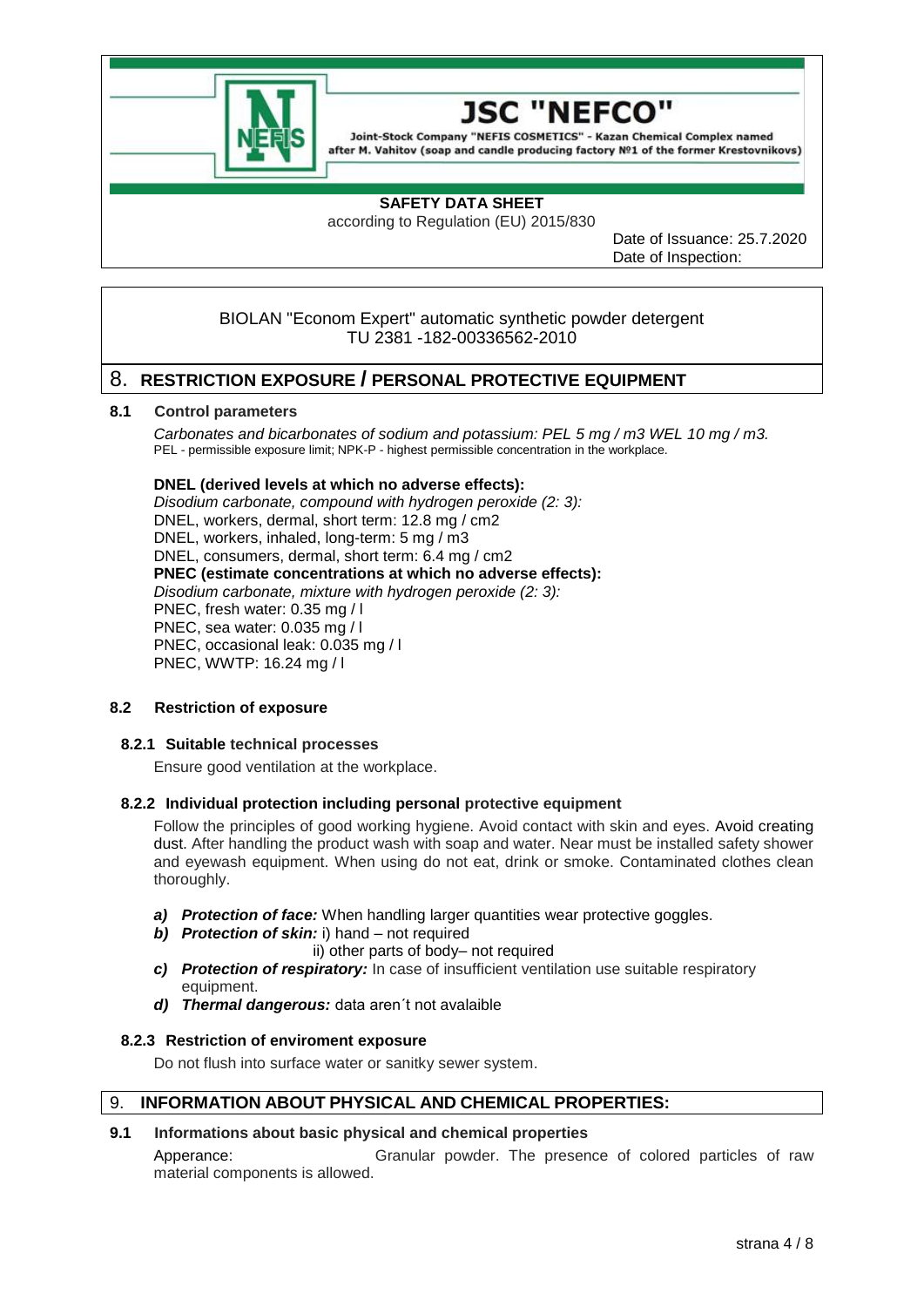**JSC "NEFCO"**

Joint-Stock Company "NEFIS COSMETICS" - Kazan Chemical Complex named after M. Vahitov (soap and candle producing factory №1 of the former Krestovnikovs)

**SAFETY DATA SHEET**

according to Regulation (EU) 2015/830

Date of Issuance: 25.7.2020
Date of Inspection:

BIOLAN "Econom Expert" automatic synthetic powder detergent
TU 2381 -182-00336562-2010

## 8. RESTRICTION EXPOSURE / PERSONAL PROTECTIVE EQUIPMENT

### 8.1 Control parameters

*Carbonates and bicarbonates of sodium and potassium: PEL 5 mg / m3 WEL 10 mg / m3.*
PEL - permissible exposure limit; NPK-P - highest permissible concentration in the workplace.

**DNEL (derived levels at which no adverse effects):**
*Disodium carbonate, compound with hydrogen peroxide (2: 3):*
DNEL, workers, dermal, short term: 12.8 mg / cm2
DNEL, workers, inhaled, long-term: 5 mg / m3
DNEL, consumers, dermal, short term: 6.4 mg / cm2
**PNEC (estimate concentrations at which no adverse effects):**
*Disodium carbonate, mixture with hydrogen peroxide (2: 3):*
PNEC, fresh water: 0.35 mg / l
PNEC, sea water: 0.035 mg / l
PNEC, occasional leak: 0.035 mg / l
PNEC, WWTP: 16.24 mg / l

### 8.2 Restriction of exposure

#### 8.2.1 Suitable technical processes

Ensure good ventilation at the workplace.

#### 8.2.2 Individual protection including personal protective equipment

Follow the principles of good working hygiene. Avoid contact with skin and eyes. Avoid creating dust. After handling the product wash with soap and water. Near must be installed safety shower and eyewash equipment. When using do not eat, drink or smoke. Contaminated clothes clean thoroughly.

- ***a) Protection of face:*** When handling larger quantities wear protective goggles.
- ***b) Protection of skin:*** i) hand – not required
  ii) other parts of body– not required
- ***c) Protection of respiratory:*** In case of insufficient ventilation use suitable respiratory equipment.
- ***d) Thermal dangerous:*** data aren´t not avalaible

#### 8.2.3 Restriction of enviroment exposure

Do not flush into surface water or sanitky sewer system.

## 9. INFORMATION ABOUT PHYSICAL AND CHEMICAL PROPERTIES:

### 9.1 Informations about basic physical and chemical properties

Apperance: Granular powder. The presence of colored particles of raw material components is allowed.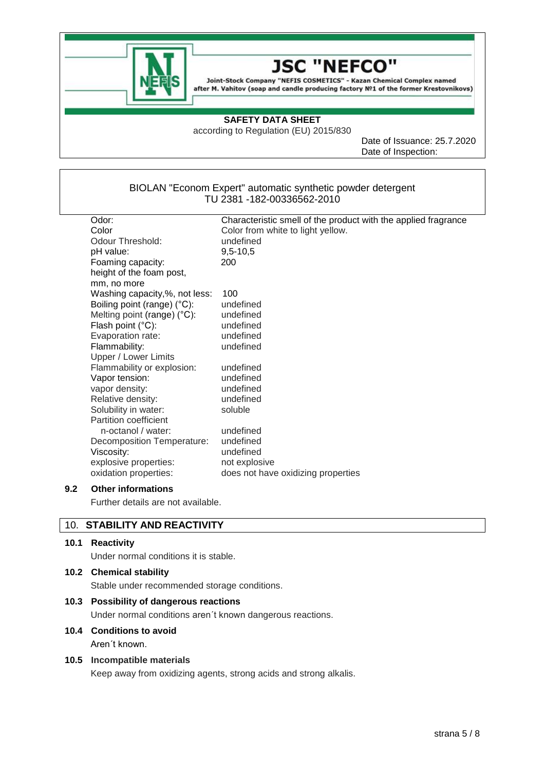BIOLAN "Econom Expert" automatic synthetic powder detergent
TU 2381 -182-00336562-2010

| | |
|---|---|
| Odor: | Characteristic smell of the product with the applied fragrance |
| Color | Color from white to light yellow. |
| Odour Threshold: | undefined |
| pH value: | 9,5-10,5 |
| Foaming capacity: height of the foam post, mm, no more | 200 |
| Washing capacity,%, not less: | 100 |
| Boiling point (range) (°C): | undefined |
| Melting point (range) (°C): | undefined |
| Flash point (°C): | undefined |
| Evaporation rate: | undefined |
| Flammability: | undefined |
| Upper / Lower Limits Flammability or explosion: | undefined |
| Vapor tension: | undefined |
| vapor density: | undefined |
| Relative density: | undefined |
| Solubility in water: | soluble |
| Partition coefficient n-octanol / water: | undefined |
| Decomposition Temperature: | undefined |
| Viscosity: | undefined |
| explosive properties: | not explosive |
| oxidation properties: | does not have oxidizing properties |

### 9.2 Other informations

Further details are not available.

## 10. STABILITY AND REACTIVITY

### 10.1 Reactivity

Under normal conditions it is stable.

### 10.2 Chemical stability

Stable under recommended storage conditions.

### 10.3 Possibility of dangerous reactions

Under normal conditions aren´t known dangerous reactions.

### 10.4 Conditions to avoid

Aren´t known.

### 10.5 Incompatible materials

Keep away from oxidizing agents, strong acids and strong alkalis.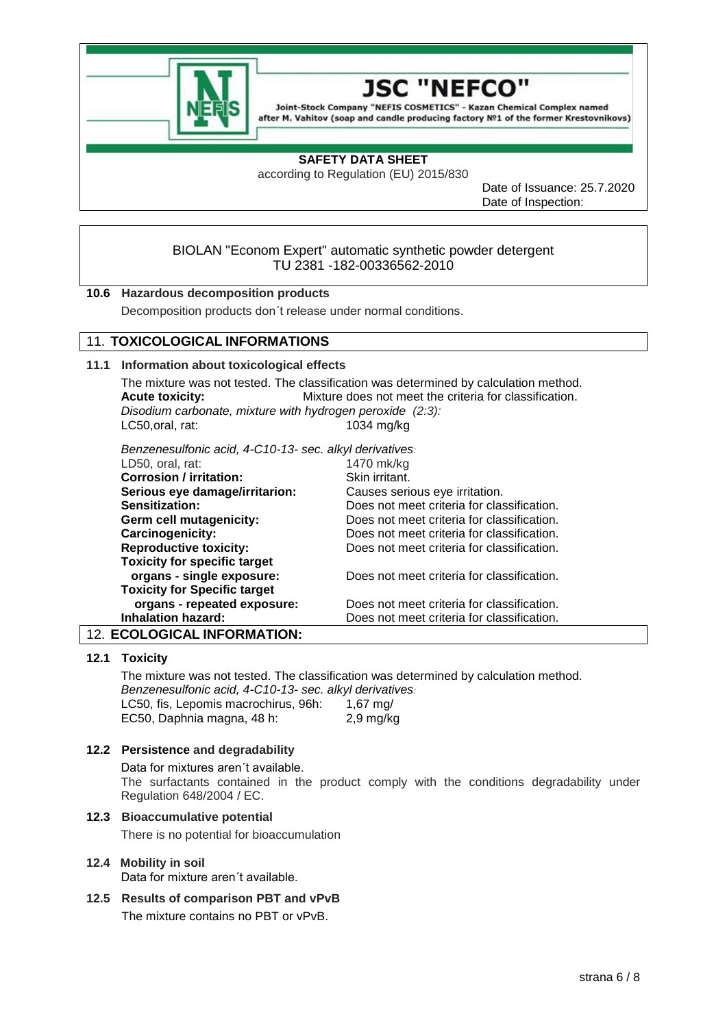# JSC "NEFCO"

Joint-Stock Company "NEFIS COSMETICS" - Kazan Chemical Complex named after M. Vahitov (soap and candle producing factory №1 of the former Krestovnikovs)

**SAFETY DATA SHEET**

according to Regulation (EU) 2015/830

Date of Issuance: 25.7.2020

Date of Inspection:

BIOLAN "Econom Expert" automatic synthetic powder detergent
TU 2381 -182-00336562-2010

### 10.6 Hazardous decomposition products

Decomposition products don´t release under normal conditions.

## 11. TOXICOLOGICAL INFORMATIONS

### 11.1 Information about toxicological effects

The mixture was not tested. The classification was determined by calculation method.

**Acute toxicity:** Mixture does not meet the criteria for classification.

*Disodium carbonate, mixture with hydrogen peroxide (2:3):*

LC50,oral, rat: 1034 mg/kg

*Benzenesulfonic acid, 4-C10-13- sec. alkyl derivatives:*

| | |
|---|---|
| LD50, oral, rat: | 1470 mk/kg |
| **Corrosion / irritation:** | Skin irritant. |
| **Serious eye damage/irritarion:** | Causes serious eye irritation. |
| **Sensitization:** | Does not meet criteria for classification. |
| **Germ cell mutagenicity:** | Does not meet criteria for classification. |
| **Carcinogenicity:** | Does not meet criteria for classification. |
| **Reproductive toxicity:** | Does not meet criteria for classification. |
| **Toxicity for specific target organs - single exposure:** | Does not meet criteria for classification. |
| **Toxicity for Specific target organs - repeated exposure:** | Does not meet criteria for classification. |
| **Inhalation hazard:** | Does not meet criteria for classification. |

## 12. ECOLOGICAL INFORMATION:

### 12.1 Toxicity

The mixture was not tested. The classification was determined by calculation method.

*Benzenesulfonic acid, 4-C10-13- sec. alkyl derivatives:*

| | |
|---|---|
| LC50, fis, Lepomis macrochirus, 96h: | 1,67 mg/ |
| EC50, Daphnia magna, 48 h: | 2,9 mg/kg |

### 12.2 Persistence and degradability

Data for mixtures aren´t available.
The surfactants contained in the product comply with the conditions degradability under Regulation 648/2004 / EC.

### 12.3 Bioaccumulative potential

There is no potential for bioaccumulation

### 12.4 Mobility in soil

Data for mixture aren´t available.

### 12.5 Results of comparison PBT and vPvB

The mixture contains no PBT or vPvB.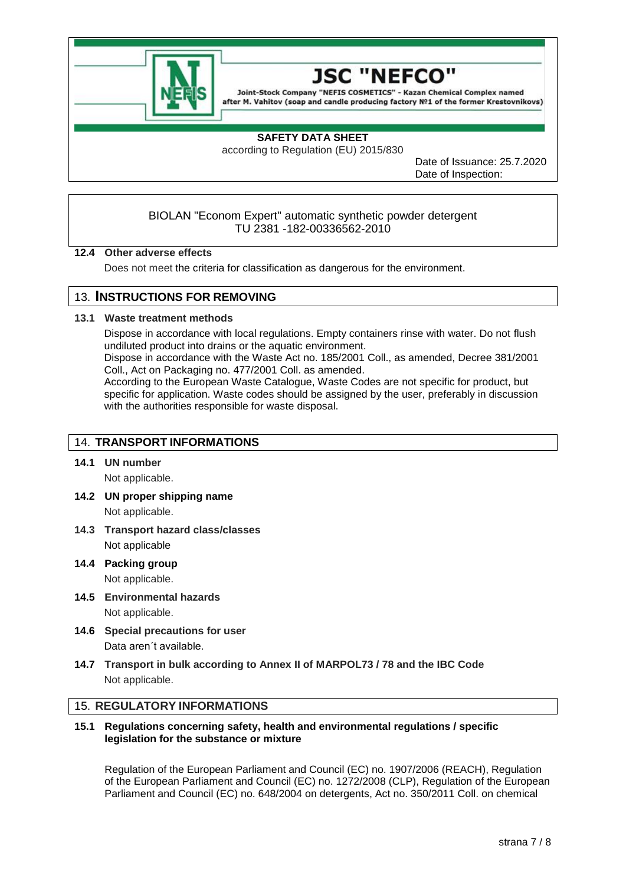BIOLAN "Econom Expert" automatic synthetic powder detergent
TU 2381 -182-00336562-2010

### 12.4 Other adverse effects

Does not meet the criteria for classification as dangerous for the environment.

## 13. INSTRUCTIONS FOR REMOVING

### 13.1 Waste treatment methods

Dispose in accordance with local regulations. Empty containers rinse with water. Do not flush undiluted product into drains or the aquatic environment.
Dispose in accordance with the Waste Act no. 185/2001 Coll., as amended, Decree 381/2001 Coll., Act on Packaging no. 477/2001 Coll. as amended.
According to the European Waste Catalogue, Waste Codes are not specific for product, but specific for application. Waste codes should be assigned by the user, preferably in discussion with the authorities responsible for waste disposal.

## 14. TRANSPORT INFORMATIONS

### 14.1 UN number

Not applicable.

### 14.2 UN proper shipping name

Not applicable.

### 14.3 Transport hazard class/classes

Not applicable

### 14.4 Packing group

Not applicable.

### 14.5 Environmental hazards

Not applicable.

### 14.6 Special precautions for user

Data aren´t available.

### 14.7 Transport in bulk according to Annex II of MARPOL73 / 78 and the IBC Code

Not applicable.

## 15. REGULATORY INFORMATIONS

### 15.1 Regulations concerning safety, health and environmental regulations / specific legislation for the substance or mixture

Regulation of the European Parliament and Council (EC) no. 1907/2006 (REACH), Regulation of the European Parliament and Council (EC) no. 1272/2008 (CLP), Regulation of the European Parliament and Council (EC) no. 648/2004 on detergents, Act no. 350/2011 Coll. on chemical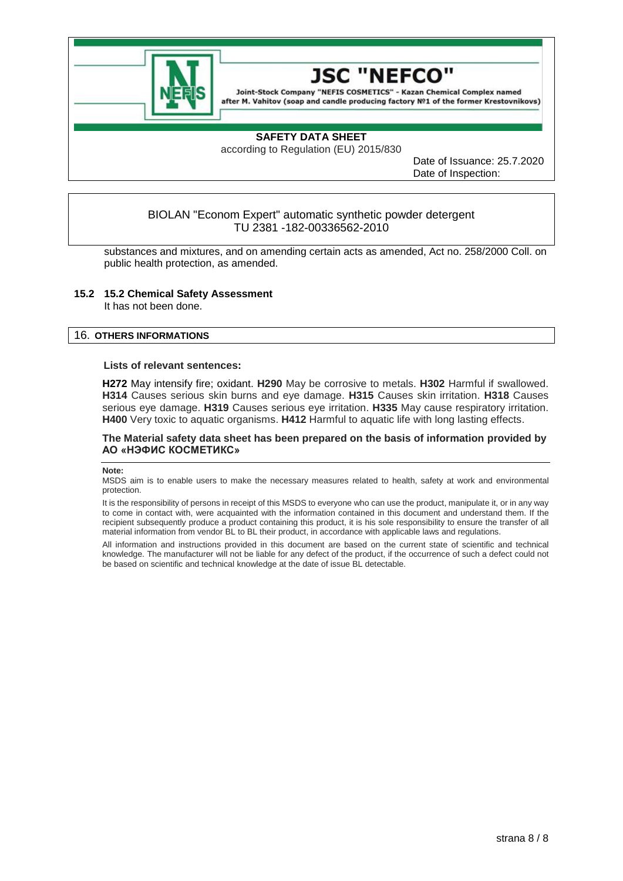substances and mixtures, and on amending certain acts as amended, Act no. 258/2000 Coll. on public health protection, as amended.

### 15.2 15.2 Chemical Safety Assessment

It has not been done.

## 16. OTHERS INFORMATIONS

**Lists of relevant sentences:**

**H272** May intensify fire; oxidant. **H290** May be corrosive to metals. **H302** Harmful if swallowed. **H314** Causes serious skin burns and eye damage. **H315** Causes skin irritation. **H318** Causes serious eye damage. **H319** Causes serious eye irritation. **H335** May cause respiratory irritation. **H400** Very toxic to aquatic organisms. **H412** Harmful to aquatic life with long lasting effects.

**The Material safety data sheet has been prepared on the basis of information provided by АО «НЭФИС КОСМЕТИКС»**

**Note:**

MSDS aim is to enable users to make the necessary measures related to health, safety at work and environmental protection.

It is the responsibility of persons in receipt of this MSDS to everyone who can use the product, manipulate it, or in any way to come in contact with, were acquainted with the information contained in this document and understand them. If the recipient subsequently produce a product containing this product, it is his sole responsibility to ensure the transfer of all material information from vendor BL to BL their product, in accordance with applicable laws and regulations.

All information and instructions provided in this document are based on the current state of scientific and technical knowledge. The manufacturer will not be liable for any defect of the product, if the occurrence of such a defect could not be based on scientific and technical knowledge at the date of issue BL detectable.